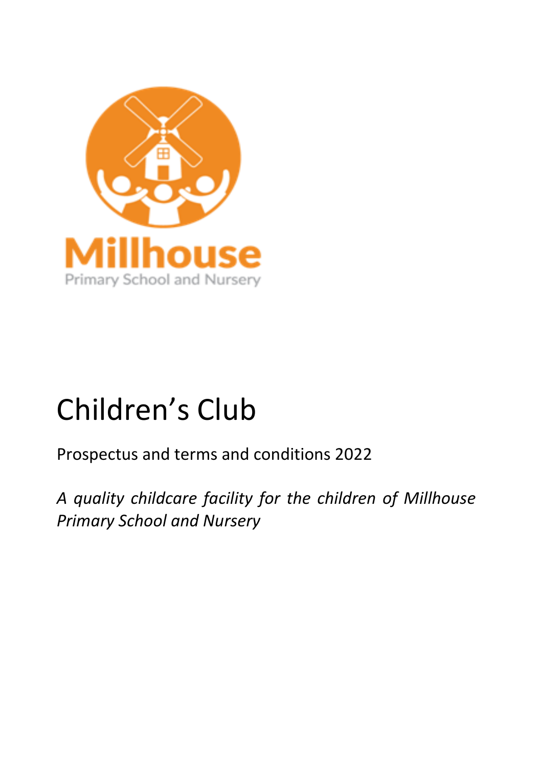Millhouse

Primary School and Nursery

# Children's Club

Prospectus and terms and conditions 2022

*A quality childcare facility for the children of Millhouse Primary School and Nursery*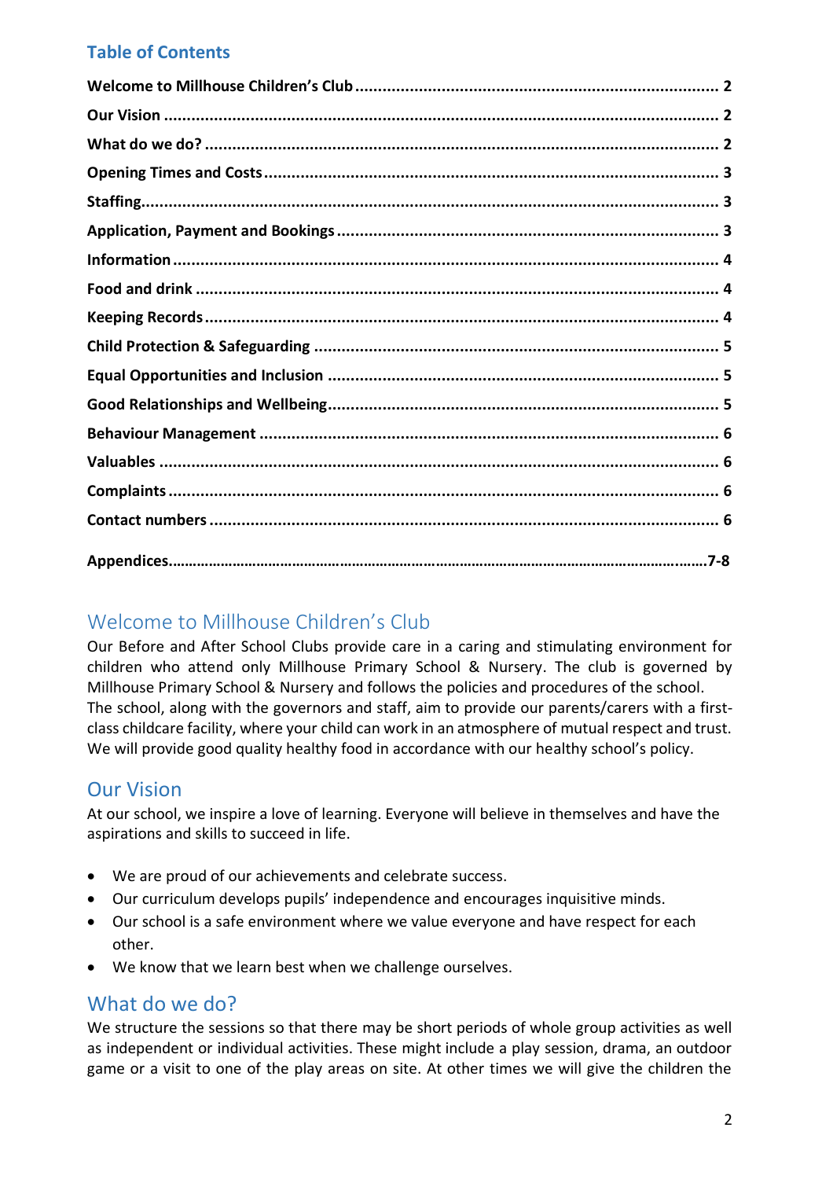## Table of Contents

**Welcome to Millhouse Children's Club** .... **2**

**Our Vision** .... **2**

**What do we do?** .... **2**

**Opening Times and Costs** .... **3**

**Staffing** .... **3**

**Application, Payment and Bookings** .... **3**

**Information** .... **4**

**Food and drink** .... **4**

**Keeping Records** .... **4**

**Child Protection & Safeguarding** .... **5**

**Equal Opportunities and Inclusion** .... **5**

**Good Relationships and Wellbeing** .... **5**

**Behaviour Management** .... **6**

**Valuables** .... **6**

**Complaints** .... **6**

**Contact numbers** .... **6**

**Appendices** .... **7-8**

## Welcome to Millhouse Children's Club

Our Before and After School Clubs provide care in a caring and stimulating environment for children who attend only Millhouse Primary School & Nursery. The club is governed by Millhouse Primary School & Nursery and follows the policies and procedures of the school. The school, along with the governors and staff, aim to provide our parents/carers with a first-class childcare facility, where your child can work in an atmosphere of mutual respect and trust. We will provide good quality healthy food in accordance with our healthy school's policy.

## Our Vision

At our school, we inspire a love of learning. Everyone will believe in themselves and have the aspirations and skills to succeed in life.

- We are proud of our achievements and celebrate success.
- Our curriculum develops pupils' independence and encourages inquisitive minds.
- Our school is a safe environment where we value everyone and have respect for each other.
- We know that we learn best when we challenge ourselves.

## What do we do?

We structure the sessions so that there may be short periods of whole group activities as well as independent or individual activities. These might include a play session, drama, an outdoor game or a visit to one of the play areas on site. At other times we will give the children the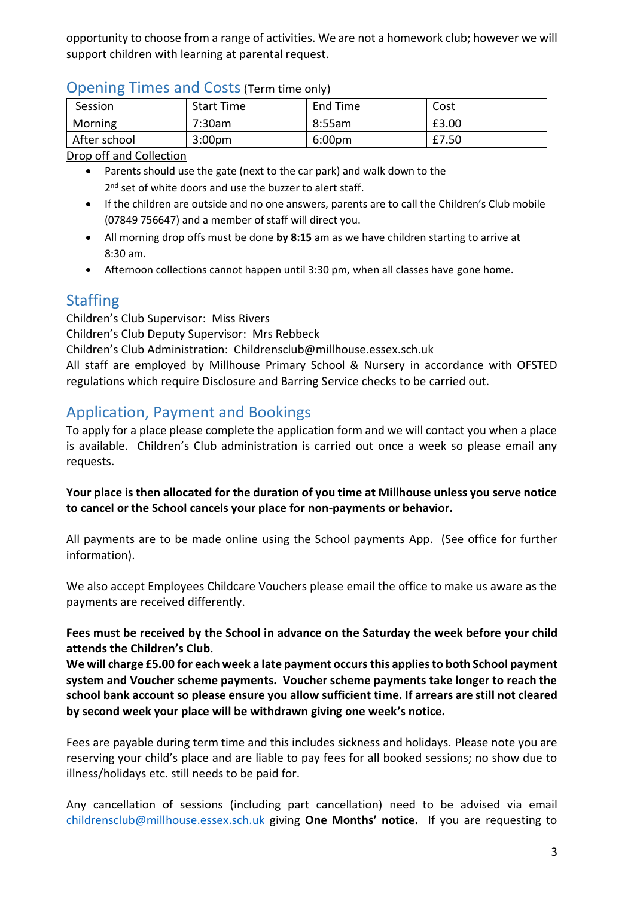opportunity to choose from a range of activities. We are not a homework club; however we will support children with learning at parental request.

## Opening Times and Costs (Term time only)

| Session | Start Time | End Time | Cost |
|---|---|---|---|
| Morning | 7:30am | 8:55am | £3.00 |
| After school | 3:00pm | 6:00pm | £7.50 |

Drop off and Collection

- Parents should use the gate (next to the car park) and walk down to the 2nd set of white doors and use the buzzer to alert staff.
- If the children are outside and no one answers, parents are to call the Children's Club mobile (07849 756647) and a member of staff will direct you.
- All morning drop offs must be done **by 8:15** am as we have children starting to arrive at 8:30 am.
- Afternoon collections cannot happen until 3:30 pm, when all classes have gone home.

## Staffing

Children's Club Supervisor: Miss Rivers
Children's Club Deputy Supervisor: Mrs Rebbeck
Children's Club Administration: Childrensclub@millhouse.essex.sch.uk
All staff are employed by Millhouse Primary School & Nursery in accordance with OFSTED regulations which require Disclosure and Barring Service checks to be carried out.

## Application, Payment and Bookings

To apply for a place please complete the application form and we will contact you when a place is available. Children's Club administration is carried out once a week so please email any requests.

**Your place is then allocated for the duration of you time at Millhouse unless you serve notice to cancel or the School cancels your place for non-payments or behavior.**

All payments are to be made online using the School payments App. (See office for further information).

We also accept Employees Childcare Vouchers please email the office to make us aware as the payments are received differently.

**Fees must be received by the School in advance on the Saturday the week before your child attends the Children's Club.**
**We will charge £5.00 for each week a late payment occurs this applies to both School payment system and Voucher scheme payments. Voucher scheme payments take longer to reach the school bank account so please ensure you allow sufficient time. If arrears are still not cleared by second week your place will be withdrawn giving one week's notice.**

Fees are payable during term time and this includes sickness and holidays. Please note you are reserving your child's place and are liable to pay fees for all booked sessions; no show due to illness/holidays etc. still needs to be paid for.

Any cancellation of sessions (including part cancellation) need to be advised via email childrensclub@millhouse.essex.sch.uk giving **One Months' notice.** If you are requesting to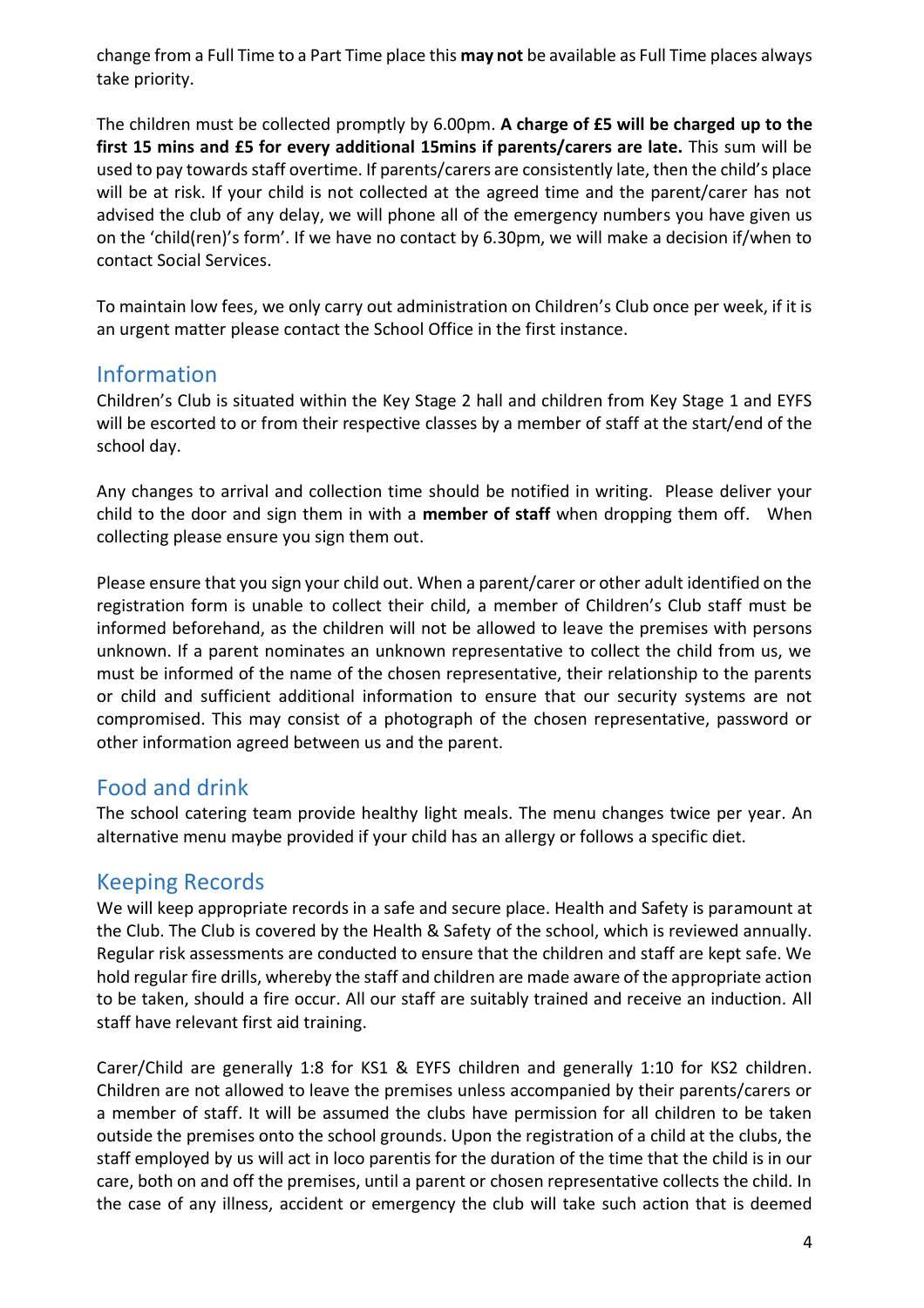change from a Full Time to a Part Time place this **may not** be available as Full Time places always take priority.

The children must be collected promptly by 6.00pm. **A charge of £5 will be charged up to the first 15 mins and £5 for every additional 15mins if parents/carers are late.** This sum will be used to pay towards staff overtime. If parents/carers are consistently late, then the child's place will be at risk. If your child is not collected at the agreed time and the parent/carer has not advised the club of any delay, we will phone all of the emergency numbers you have given us on the 'child(ren)'s form'. If we have no contact by 6.30pm, we will make a decision if/when to contact Social Services.

To maintain low fees, we only carry out administration on Children's Club once per week, if it is an urgent matter please contact the School Office in the first instance.

## Information

Children's Club is situated within the Key Stage 2 hall and children from Key Stage 1 and EYFS will be escorted to or from their respective classes by a member of staff at the start/end of the school day.

Any changes to arrival and collection time should be notified in writing. Please deliver your child to the door and sign them in with a **member of staff** when dropping them off. When collecting please ensure you sign them out.

Please ensure that you sign your child out. When a parent/carer or other adult identified on the registration form is unable to collect their child, a member of Children's Club staff must be informed beforehand, as the children will not be allowed to leave the premises with persons unknown. If a parent nominates an unknown representative to collect the child from us, we must be informed of the name of the chosen representative, their relationship to the parents or child and sufficient additional information to ensure that our security systems are not compromised. This may consist of a photograph of the chosen representative, password or other information agreed between us and the parent.

## Food and drink

The school catering team provide healthy light meals. The menu changes twice per year. An alternative menu maybe provided if your child has an allergy or follows a specific diet.

## Keeping Records

We will keep appropriate records in a safe and secure place. Health and Safety is paramount at the Club. The Club is covered by the Health & Safety of the school, which is reviewed annually. Regular risk assessments are conducted to ensure that the children and staff are kept safe. We hold regular fire drills, whereby the staff and children are made aware of the appropriate action to be taken, should a fire occur. All our staff are suitably trained and receive an induction. All staff have relevant first aid training.

Carer/Child are generally 1:8 for KS1 & EYFS children and generally 1:10 for KS2 children. Children are not allowed to leave the premises unless accompanied by their parents/carers or a member of staff. It will be assumed the clubs have permission for all children to be taken outside the premises onto the school grounds. Upon the registration of a child at the clubs, the staff employed by us will act in loco parentis for the duration of the time that the child is in our care, both on and off the premises, until a parent or chosen representative collects the child. In the case of any illness, accident or emergency the club will take such action that is deemed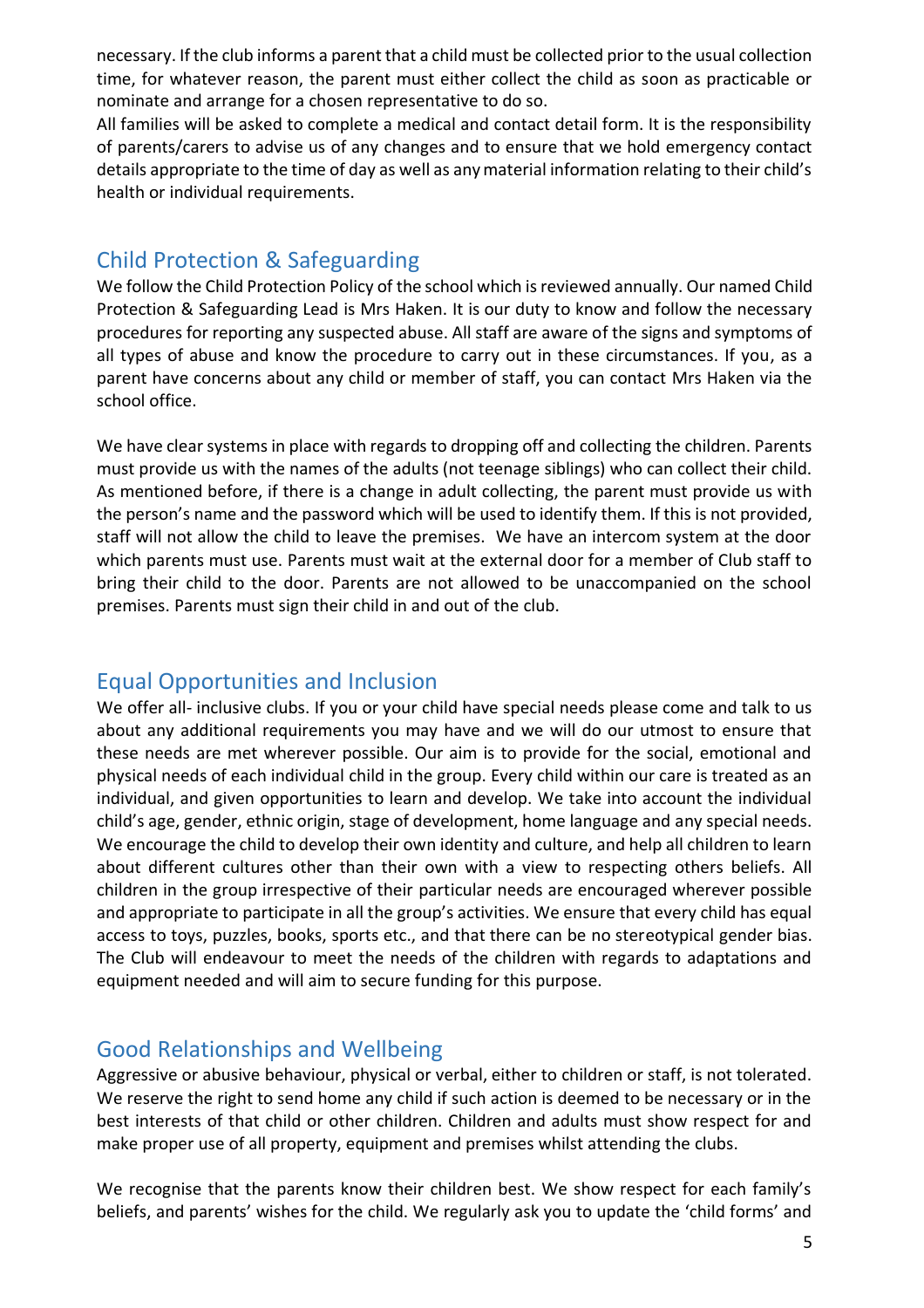necessary. If the club informs a parent that a child must be collected prior to the usual collection time, for whatever reason, the parent must either collect the child as soon as practicable or nominate and arrange for a chosen representative to do so.

All families will be asked to complete a medical and contact detail form. It is the responsibility of parents/carers to advise us of any changes and to ensure that we hold emergency contact details appropriate to the time of day as well as any material information relating to their child's health or individual requirements.

## Child Protection & Safeguarding

We follow the Child Protection Policy of the school which is reviewed annually. Our named Child Protection & Safeguarding Lead is Mrs Haken. It is our duty to know and follow the necessary procedures for reporting any suspected abuse. All staff are aware of the signs and symptoms of all types of abuse and know the procedure to carry out in these circumstances. If you, as a parent have concerns about any child or member of staff, you can contact Mrs Haken via the school office.

We have clear systems in place with regards to dropping off and collecting the children. Parents must provide us with the names of the adults (not teenage siblings) who can collect their child. As mentioned before, if there is a change in adult collecting, the parent must provide us with the person's name and the password which will be used to identify them. If this is not provided, staff will not allow the child to leave the premises. We have an intercom system at the door which parents must use. Parents must wait at the external door for a member of Club staff to bring their child to the door. Parents are not allowed to be unaccompanied on the school premises. Parents must sign their child in and out of the club.

## Equal Opportunities and Inclusion

We offer all- inclusive clubs. If you or your child have special needs please come and talk to us about any additional requirements you may have and we will do our utmost to ensure that these needs are met wherever possible. Our aim is to provide for the social, emotional and physical needs of each individual child in the group. Every child within our care is treated as an individual, and given opportunities to learn and develop. We take into account the individual child's age, gender, ethnic origin, stage of development, home language and any special needs. We encourage the child to develop their own identity and culture, and help all children to learn about different cultures other than their own with a view to respecting others beliefs. All children in the group irrespective of their particular needs are encouraged wherever possible and appropriate to participate in all the group's activities. We ensure that every child has equal access to toys, puzzles, books, sports etc., and that there can be no stereotypical gender bias. The Club will endeavour to meet the needs of the children with regards to adaptations and equipment needed and will aim to secure funding for this purpose.

## Good Relationships and Wellbeing

Aggressive or abusive behaviour, physical or verbal, either to children or staff, is not tolerated. We reserve the right to send home any child if such action is deemed to be necessary or in the best interests of that child or other children. Children and adults must show respect for and make proper use of all property, equipment and premises whilst attending the clubs.

We recognise that the parents know their children best. We show respect for each family's beliefs, and parents' wishes for the child. We regularly ask you to update the 'child forms' and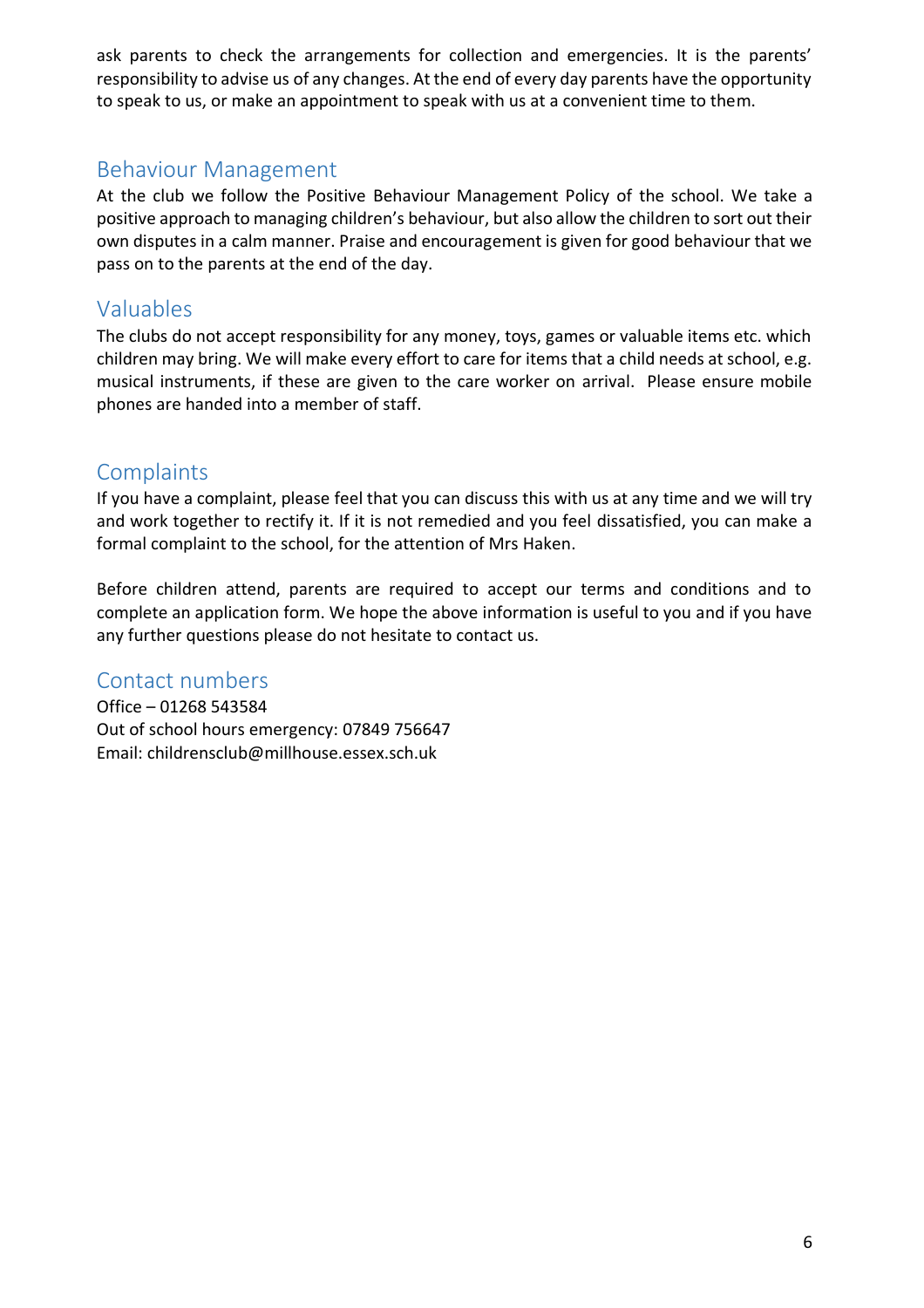ask parents to check the arrangements for collection and emergencies. It is the parents' responsibility to advise us of any changes. At the end of every day parents have the opportunity to speak to us, or make an appointment to speak with us at a convenient time to them.

## Behaviour Management

At the club we follow the Positive Behaviour Management Policy of the school. We take a positive approach to managing children's behaviour, but also allow the children to sort out their own disputes in a calm manner. Praise and encouragement is given for good behaviour that we pass on to the parents at the end of the day.

## Valuables

The clubs do not accept responsibility for any money, toys, games or valuable items etc. which children may bring. We will make every effort to care for items that a child needs at school, e.g. musical instruments, if these are given to the care worker on arrival. Please ensure mobile phones are handed into a member of staff.

## Complaints

If you have a complaint, please feel that you can discuss this with us at any time and we will try and work together to rectify it. If it is not remedied and you feel dissatisfied, you can make a formal complaint to the school, for the attention of Mrs Haken.

Before children attend, parents are required to accept our terms and conditions and to complete an application form. We hope the above information is useful to you and if you have any further questions please do not hesitate to contact us.

## Contact numbers

Office – 01268 543584
Out of school hours emergency: 07849 756647
Email: childrensclub@millhouse.essex.sch.uk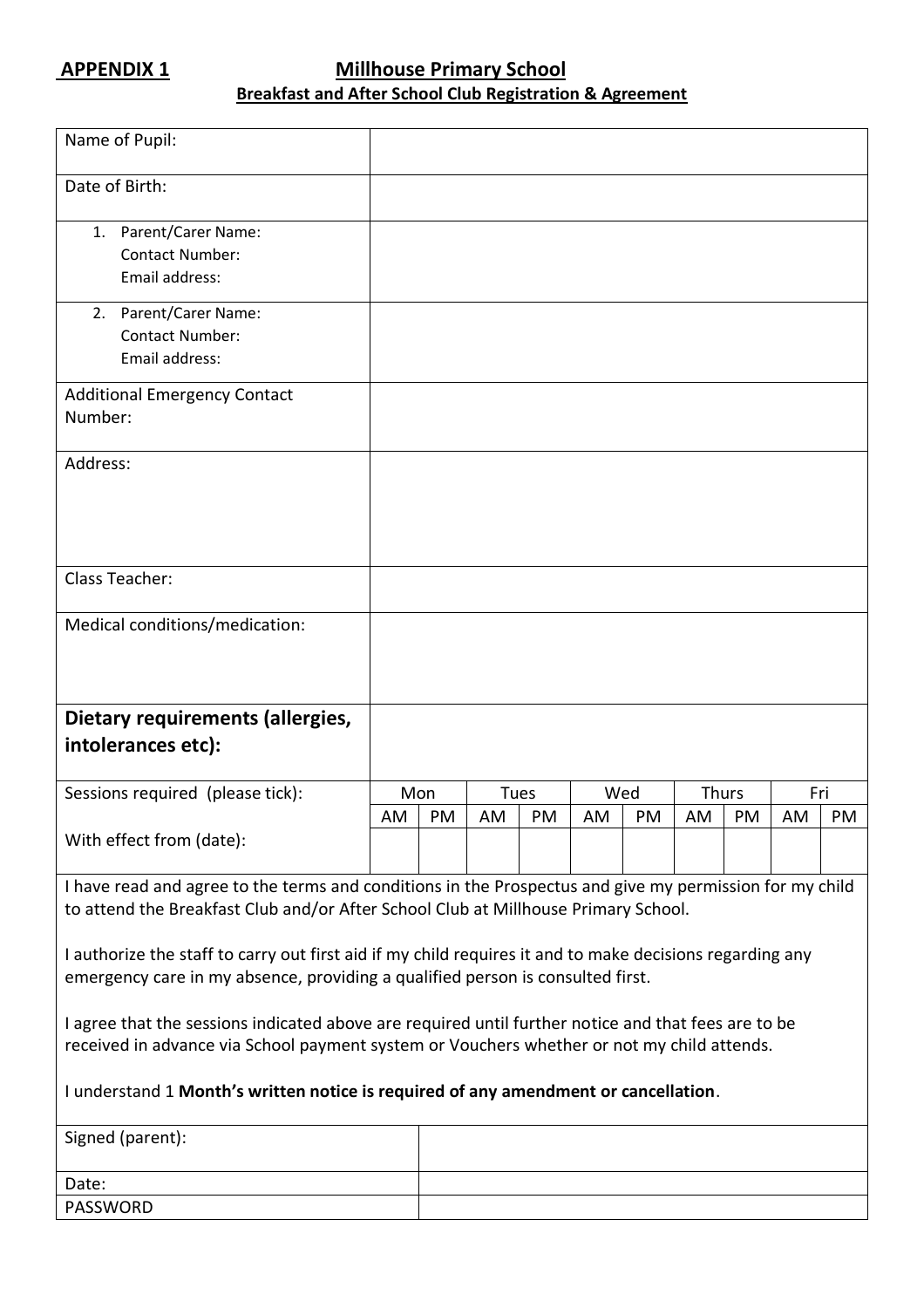**APPENDIX 1** **Millhouse Primary School**

**Breakfast and After School Club Registration & Agreement**

| | | | | | | | | | | |
|---|---|---|---|---|---|---|---|---|---|---|
| Name of Pupil: | | | | | | | | | | |
| Date of Birth: | | | | | | | | | | |
| 1. Parent/Carer Name:<br>Contact Number:<br>Email address: | | | | | | | | | | |
| 2. Parent/Carer Name:<br>Contact Number:<br>Email address: | | | | | | | | | | |
| Additional Emergency Contact Number: | | | | | | | | | | |
| Address: | | | | | | | | | | |
| Class Teacher: | | | | | | | | | | |
| Medical conditions/medication: | | | | | | | | | | |
| **Dietary requirements (allergies, intolerances etc):** | | | | | | | | | | |
| Sessions required (please tick): | Mon | | Tues | | Wed | | Thurs | | Fri | |
| | AM | PM | AM | PM | AM | PM | AM | PM | AM | PM |
| With effect from (date): | | | | | | | | | | |

I have read and agree to the terms and conditions in the Prospectus and give my permission for my child to attend the Breakfast Club and/or After School Club at Millhouse Primary School.

I authorize the staff to carry out first aid if my child requires it and to make decisions regarding any emergency care in my absence, providing a qualified person is consulted first.

I agree that the sessions indicated above are required until further notice and that fees are to be received in advance via School payment system or Vouchers whether or not my child attends.

I understand 1 **Month's written notice is required of any amendment or cancellation**.

| | |
|---|---|
| Signed (parent): | |
| Date: | |
| PASSWORD | |